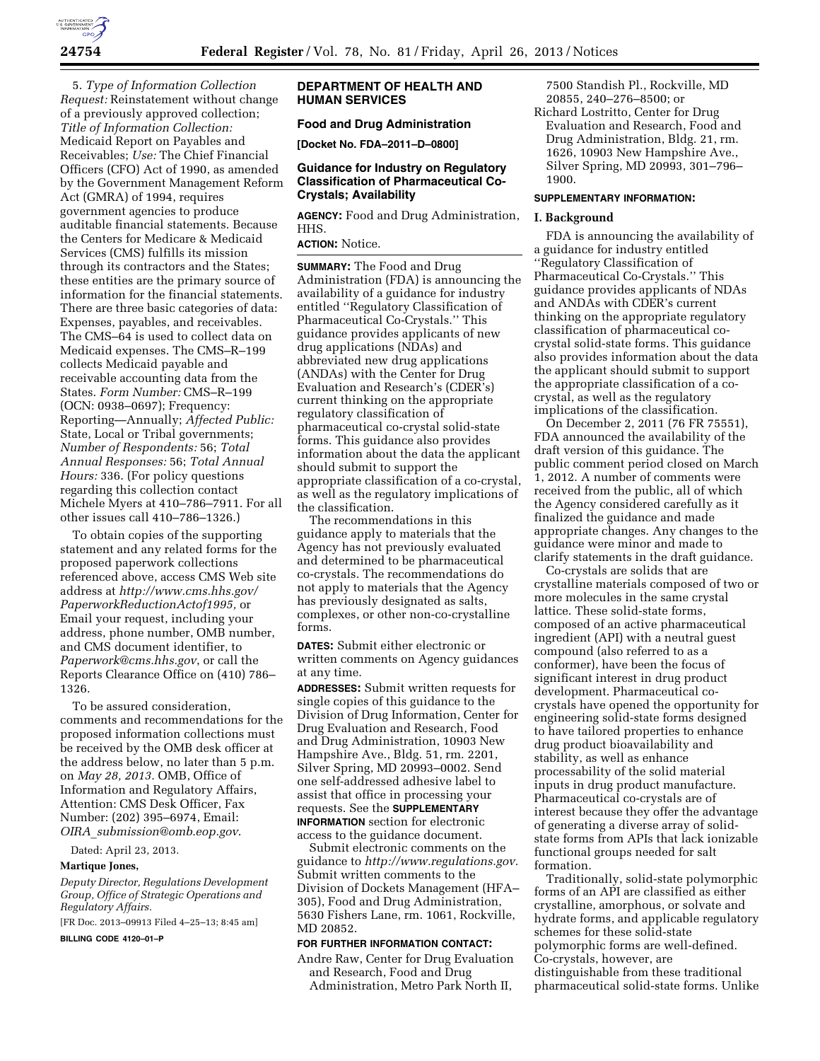5. *Type of Information Collection Request:* Reinstatement without change of a previously approved collection; *Title of Information Collection:* Medicaid Report on Payables and Receivables; *Use:* The Chief Financial Officers (CFO) Act of 1990, as amended by the Government Management Reform Act (GMRA) of 1994, requires government agencies to produce auditable financial statements. Because the Centers for Medicare & Medicaid Services (CMS) fulfills its mission through its contractors and the States; these entities are the primary source of information for the financial statements. There are three basic categories of data: Expenses, payables, and receivables. The CMS–64 is used to collect data on Medicaid expenses. The CMS–R–199 collects Medicaid payable and receivable accounting data from the States. *Form Number:* CMS–R–199 (OCN: 0938–0697); Frequency: Reporting—Annually; *Affected Public:* State, Local or Tribal governments; *Number of Respondents:* 56; *Total Annual Responses:* 56; *Total Annual Hours:* 336. (For policy questions regarding this collection contact Michele Myers at 410–786–7911. For all other issues call 410–786–1326.)

To obtain copies of the supporting statement and any related forms for the proposed paperwork collections referenced above, access CMS Web site address at *http://www.cms.hhs.gov/PaperworkReductionActof1995,* or Email your request, including your address, phone number, OMB number, and CMS document identifier, to *Paperwork@cms.hhs.gov*, or call the Reports Clearance Office on (410) 786–1326.

To be assured consideration, comments and recommendations for the proposed information collections must be received by the OMB desk officer at the address below, no later than 5 p.m. on *May 28, 2013.* OMB, Office of Information and Regulatory Affairs, Attention: CMS Desk Officer, Fax Number: (202) 395–6974, Email: *OIRA_submission@omb.eop.gov*.

Dated: April 23, 2013.

**Martique Jones,**

*Deputy Director, Regulations Development Group, Office of Strategic Operations and Regulatory Affairs.*

[FR Doc. 2013–09913 Filed 4–25–13; 8:45 am]

**BILLING CODE 4120–01–P**

## DEPARTMENT OF HEALTH AND HUMAN SERVICES

### Food and Drug Administration

**[Docket No. FDA–2011–D–0800]**

### Guidance for Industry on Regulatory Classification of Pharmaceutical Co-Crystals; Availability

**AGENCY:** Food and Drug Administration, HHS.

**ACTION:** Notice.

**SUMMARY:** The Food and Drug Administration (FDA) is announcing the availability of a guidance for industry entitled ''Regulatory Classification of Pharmaceutical Co-Crystals.'' This guidance provides applicants of new drug applications (NDAs) and abbreviated new drug applications (ANDAs) with the Center for Drug Evaluation and Research's (CDER's) current thinking on the appropriate regulatory classification of pharmaceutical co-crystal solid-state forms. This guidance also provides information about the data the applicant should submit to support the appropriate classification of a co-crystal, as well as the regulatory implications of the classification.

The recommendations in this guidance apply to materials that the Agency has not previously evaluated and determined to be pharmaceutical co-crystals. The recommendations do not apply to materials that the Agency has previously designated as salts, complexes, or other non-co-crystalline forms.

**DATES:** Submit either electronic or written comments on Agency guidances at any time.

**ADDRESSES:** Submit written requests for single copies of this guidance to the Division of Drug Information, Center for Drug Evaluation and Research, Food and Drug Administration, 10903 New Hampshire Ave., Bldg. 51, rm. 2201, Silver Spring, MD 20993–0002. Send one self-addressed adhesive label to assist that office in processing your requests. See the **SUPPLEMENTARY INFORMATION** section for electronic access to the guidance document.

Submit electronic comments on the guidance to *http://www.regulations.gov.* Submit written comments to the Division of Dockets Management (HFA–305), Food and Drug Administration, 5630 Fishers Lane, rm. 1061, Rockville, MD 20852.

**FOR FURTHER INFORMATION CONTACT:**

Andre Raw, Center for Drug Evaluation and Research, Food and Drug Administration, Metro Park North II, 7500 Standish Pl., Rockville, MD 20855, 240–276–8500; or

Richard Lostritto, Center for Drug Evaluation and Research, Food and Drug Administration, Bldg. 21, rm. 1626, 10903 New Hampshire Ave., Silver Spring, MD 20993, 301–796–1900.

**SUPPLEMENTARY INFORMATION:**

#### I. Background

FDA is announcing the availability of a guidance for industry entitled ''Regulatory Classification of Pharmaceutical Co-Crystals.'' This guidance provides applicants of NDAs and ANDAs with CDER's current thinking on the appropriate regulatory classification of pharmaceutical co-crystal solid-state forms. This guidance also provides information about the data the applicant should submit to support the appropriate classification of a co-crystal, as well as the regulatory implications of the classification.

On December 2, 2011 (76 FR 75551), FDA announced the availability of the draft version of this guidance. The public comment period closed on March 1, 2012. A number of comments were received from the public, all of which the Agency considered carefully as it finalized the guidance and made appropriate changes. Any changes to the guidance were minor and made to clarify statements in the draft guidance.

Co-crystals are solids that are crystalline materials composed of two or more molecules in the same crystal lattice. These solid-state forms, composed of an active pharmaceutical ingredient (API) with a neutral guest compound (also referred to as a conformer), have been the focus of significant interest in drug product development. Pharmaceutical co-crystals have opened the opportunity for engineering solid-state forms designed to have tailored properties to enhance drug product bioavailability and stability, as well as enhance processability of the solid material inputs in drug product manufacture. Pharmaceutical co-crystals are of interest because they offer the advantage of generating a diverse array of solid-state forms from APIs that lack ionizable functional groups needed for salt formation.

Traditionally, solid-state polymorphic forms of an API are classified as either crystalline, amorphous, or solvate and hydrate forms, and applicable regulatory schemes for these solid-state polymorphic forms are well-defined. Co-crystals, however, are distinguishable from these traditional pharmaceutical solid-state forms. Unlike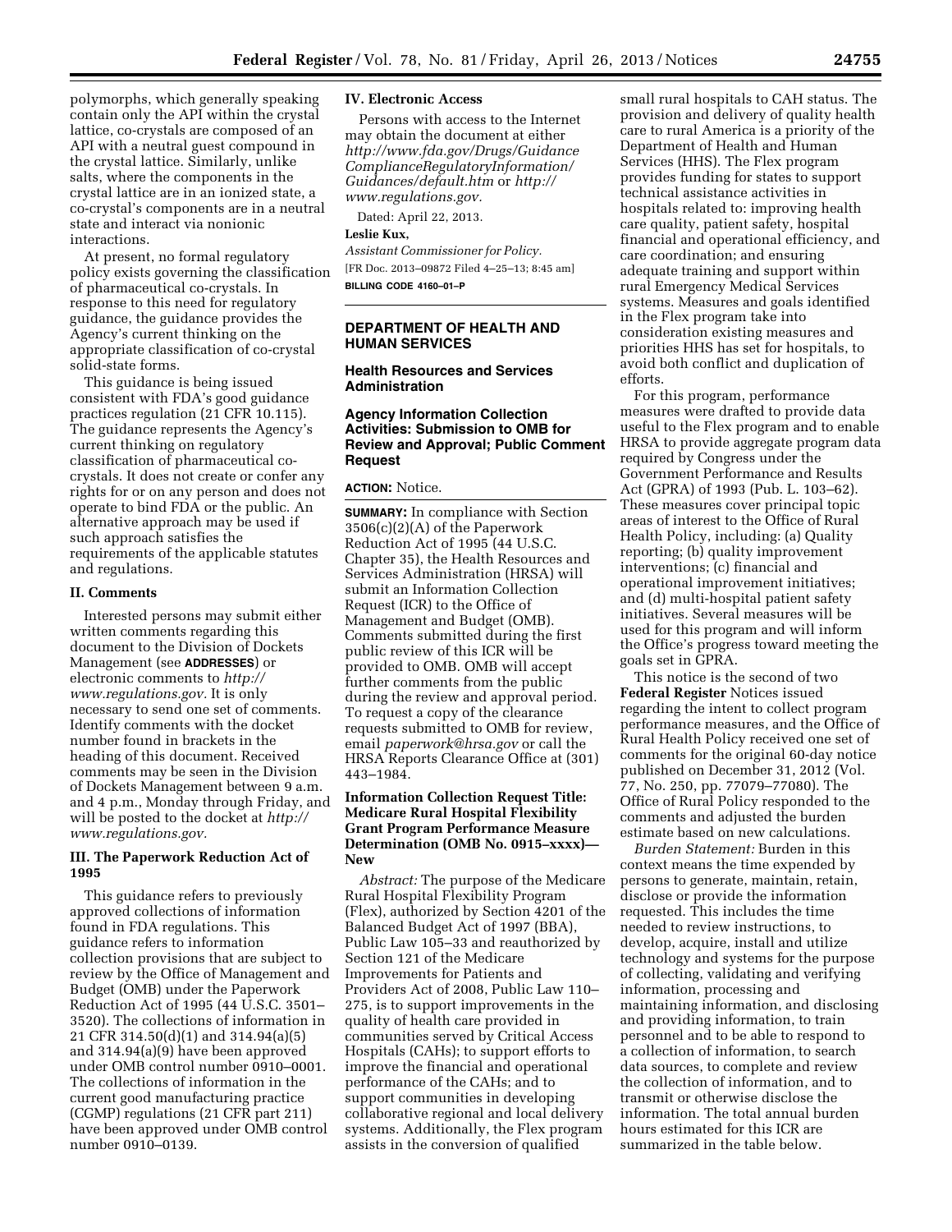polymorphs, which generally speaking contain only the API within the crystal lattice, co-crystals are composed of an API with a neutral guest compound in the crystal lattice. Similarly, unlike salts, where the components in the crystal lattice are in an ionized state, a co-crystal's components are in a neutral state and interact via nonionic interactions.

At present, no formal regulatory policy exists governing the classification of pharmaceutical co-crystals. In response to this need for regulatory guidance, the guidance provides the Agency's current thinking on the appropriate classification of co-crystal solid-state forms.

This guidance is being issued consistent with FDA's good guidance practices regulation (21 CFR 10.115). The guidance represents the Agency's current thinking on regulatory classification of pharmaceutical co-crystals. It does not create or confer any rights for or on any person and does not operate to bind FDA or the public. An alternative approach may be used if such approach satisfies the requirements of the applicable statutes and regulations.

## II. Comments

Interested persons may submit either written comments regarding this document to the Division of Dockets Management (see **ADDRESSES**) or electronic comments to *http://www.regulations.gov.* It is only necessary to send one set of comments. Identify comments with the docket number found in brackets in the heading of this document. Received comments may be seen in the Division of Dockets Management between 9 a.m. and 4 p.m., Monday through Friday, and will be posted to the docket at *http://www.regulations.gov.*

## III. The Paperwork Reduction Act of 1995

This guidance refers to previously approved collections of information found in FDA regulations. This guidance refers to information collection provisions that are subject to review by the Office of Management and Budget (OMB) under the Paperwork Reduction Act of 1995 (44 U.S.C. 3501–3520). The collections of information in 21 CFR 314.50(d)(1) and 314.94(a)(5) and 314.94(a)(9) have been approved under OMB control number 0910–0001. The collections of information in the current good manufacturing practice (CGMP) regulations (21 CFR part 211) have been approved under OMB control number 0910–0139.

## IV. Electronic Access

Persons with access to the Internet may obtain the document at either *http://www.fda.gov/Drugs/GuidanceComplianceRegulatoryInformation/Guidances/default.htm* or *http://www.regulations.gov.*

Dated: April 22, 2013.

**Leslie Kux,**

*Assistant Commissioner for Policy.*

[FR Doc. 2013–09872 Filed 4–25–13; 8:45 am]

**BILLING CODE 4160–01–P**

---

## DEPARTMENT OF HEALTH AND HUMAN SERVICES

### Health Resources and Services Administration

### Agency Information Collection Activities: Submission to OMB for Review and Approval; Public Comment Request

**ACTION:** Notice.

**SUMMARY:** In compliance with Section 3506(c)(2)(A) of the Paperwork Reduction Act of 1995 (44 U.S.C. Chapter 35), the Health Resources and Services Administration (HRSA) will submit an Information Collection Request (ICR) to the Office of Management and Budget (OMB). Comments submitted during the first public review of this ICR will be provided to OMB. OMB will accept further comments from the public during the review and approval period. To request a copy of the clearance requests submitted to OMB for review, email *paperwork@hrsa.gov* or call the HRSA Reports Clearance Office at (301) 443–1984.

### Information Collection Request Title: Medicare Rural Hospital Flexibility Grant Program Performance Measure Determination (OMB No. 0915–xxxx)—New

*Abstract:* The purpose of the Medicare Rural Hospital Flexibility Program (Flex), authorized by Section 4201 of the Balanced Budget Act of 1997 (BBA), Public Law 105–33 and reauthorized by Section 121 of the Medicare Improvements for Patients and Providers Act of 2008, Public Law 110–275, is to support improvements in the quality of health care provided in communities served by Critical Access Hospitals (CAHs); to support efforts to improve the financial and operational performance of the CAHs; and to support communities in developing collaborative regional and local delivery systems. Additionally, the Flex program assists in the conversion of qualified small rural hospitals to CAH status. The provision and delivery of quality health care to rural America is a priority of the Department of Health and Human Services (HHS). The Flex program provides funding for states to support technical assistance activities in hospitals related to: improving health care quality, patient safety, hospital financial and operational efficiency, and care coordination; and ensuring adequate training and support within rural Emergency Medical Services systems. Measures and goals identified in the Flex program take into consideration existing measures and priorities HHS has set for hospitals, to avoid both conflict and duplication of efforts.

For this program, performance measures were drafted to provide data useful to the Flex program and to enable HRSA to provide aggregate program data required by Congress under the Government Performance and Results Act (GPRA) of 1993 (Pub. L. 103–62). These measures cover principal topic areas of interest to the Office of Rural Health Policy, including: (a) Quality reporting; (b) quality improvement interventions; (c) financial and operational improvement initiatives; and (d) multi-hospital patient safety initiatives. Several measures will be used for this program and will inform the Office's progress toward meeting the goals set in GPRA.

This notice is the second of two **Federal Register** Notices issued regarding the intent to collect program performance measures, and the Office of Rural Health Policy received one set of comments for the original 60-day notice published on December 31, 2012 (Vol. 77, No. 250, pp. 77079–77080). The Office of Rural Policy responded to the comments and adjusted the burden estimate based on new calculations.

*Burden Statement:* Burden in this context means the time expended by persons to generate, maintain, retain, disclose or provide the information requested. This includes the time needed to review instructions, to develop, acquire, install and utilize technology and systems for the purpose of collecting, validating and verifying information, processing and maintaining information, and disclosing and providing information, to train personnel and to be able to respond to a collection of information, to search data sources, to complete and review the collection of information, and to transmit or otherwise disclose the information. The total annual burden hours estimated for this ICR are summarized in the table below.